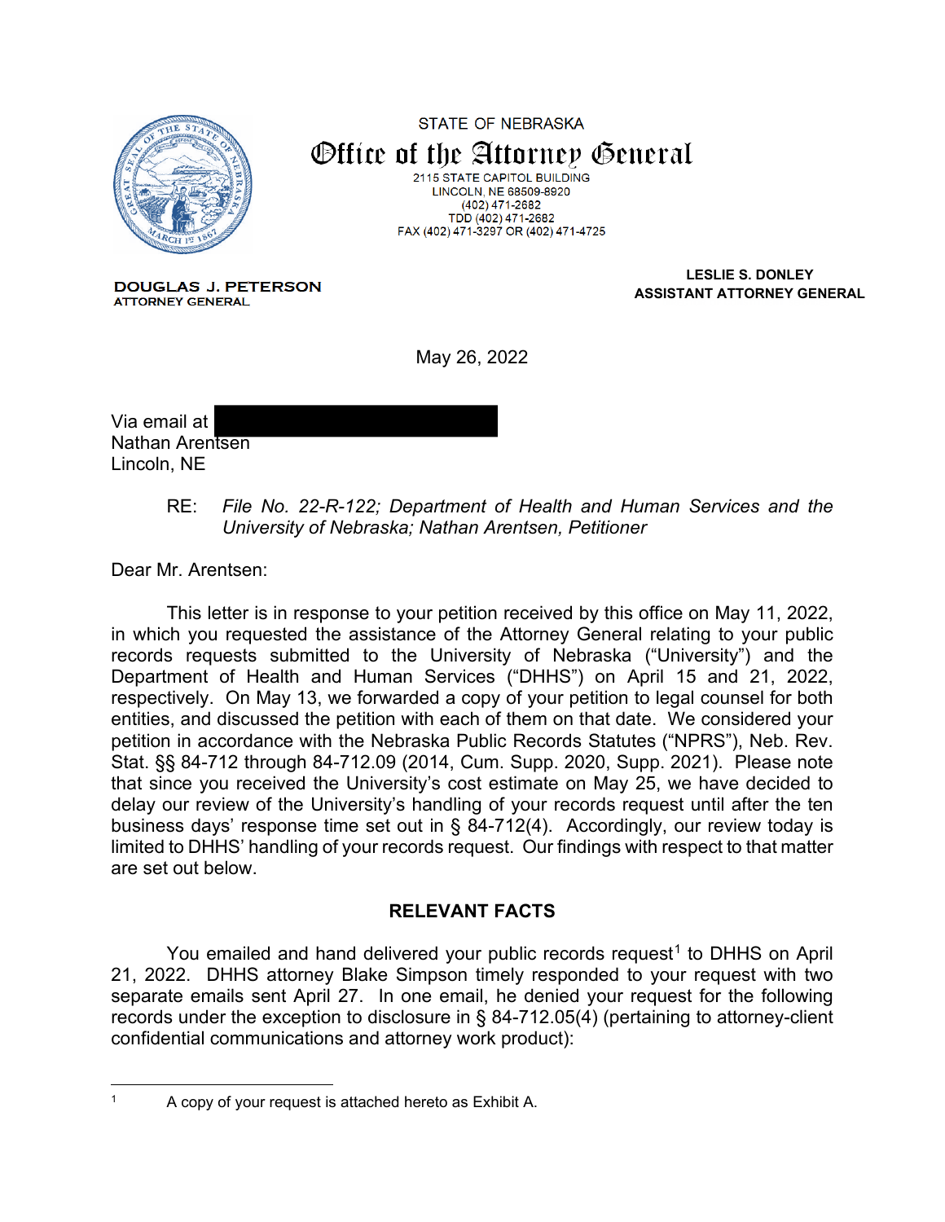STATE OF NEBRASKA

# Office of the Attorney General

2115 STATE CAPITOL BUILDING
LINCOLN, NE 68509-8920
(402) 471-2682
TDD (402) 471-2682
FAX (402) 471-3297 OR (402) 471-4725

**DOUGLAS J. PETERSON**
ATTORNEY GENERAL

**LESLIE S. DONLEY**
**ASSISTANT ATTORNEY GENERAL**

May 26, 2022

Via email at [redacted]
Nathan Arentsen
Lincoln, NE

RE: *File No. 22-R-122; Department of Health and Human Services and the University of Nebraska; Nathan Arentsen, Petitioner*

Dear Mr. Arentsen:

This letter is in response to your petition received by this office on May 11, 2022, in which you requested the assistance of the Attorney General relating to your public records requests submitted to the University of Nebraska ("University") and the Department of Health and Human Services ("DHHS") on April 15 and 21, 2022, respectively. On May 13, we forwarded a copy of your petition to legal counsel for both entities, and discussed the petition with each of them on that date. We considered your petition in accordance with the Nebraska Public Records Statutes ("NPRS"), Neb. Rev. Stat. §§ 84-712 through 84-712.09 (2014, Cum. Supp. 2020, Supp. 2021). Please note that since you received the University's cost estimate on May 25, we have decided to delay our review of the University's handling of your records request until after the ten business days' response time set out in § 84-712(4). Accordingly, our review today is limited to DHHS' handling of your records request. Our findings with respect to that matter are set out below.

## RELEVANT FACTS

You emailed and hand delivered your public records request[1] to DHHS on April 21, 2022. DHHS attorney Blake Simpson timely responded to your request with two separate emails sent April 27. In one email, he denied your request for the following records under the exception to disclosure in § 84-712.05(4) (pertaining to attorney-client confidential communications and attorney work product):

---

[1] A copy of your request is attached hereto as Exhibit A.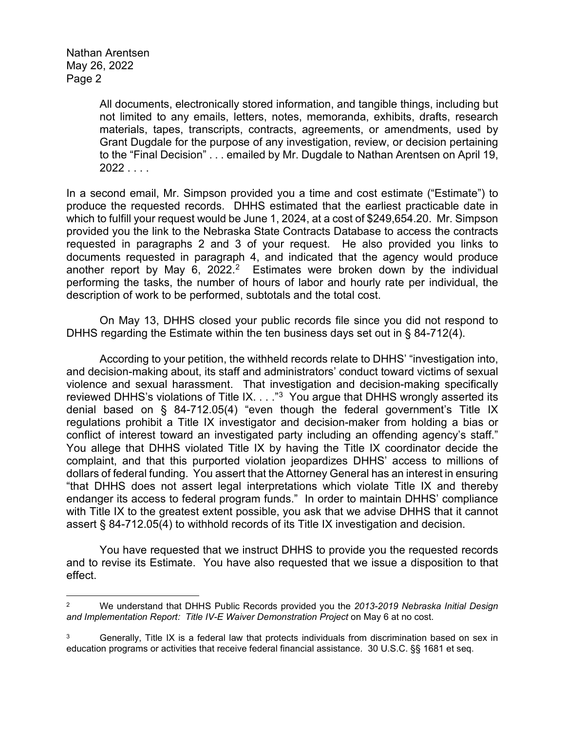> All documents, electronically stored information, and tangible things, including but not limited to any emails, letters, notes, memoranda, exhibits, drafts, research materials, tapes, transcripts, contracts, agreements, or amendments, used by Grant Dugdale for the purpose of any investigation, review, or decision pertaining to the "Final Decision" . . . emailed by Mr. Dugdale to Nathan Arentsen on April 19, 2022 . . . .

In a second email, Mr. Simpson provided you a time and cost estimate ("Estimate") to produce the requested records. DHHS estimated that the earliest practicable date in which to fulfill your request would be June 1, 2024, at a cost of $249,654.20. Mr. Simpson provided you the link to the Nebraska State Contracts Database to access the contracts requested in paragraphs 2 and 3 of your request. He also provided you links to documents requested in paragraph 4, and indicated that the agency would produce another report by May 6, 2022.[2] Estimates were broken down by the individual performing the tasks, the number of hours of labor and hourly rate per individual, the description of work to be performed, subtotals and the total cost.

On May 13, DHHS closed your public records file since you did not respond to DHHS regarding the Estimate within the ten business days set out in § 84-712(4).

According to your petition, the withheld records relate to DHHS' "investigation into, and decision-making about, its staff and administrators' conduct toward victims of sexual violence and sexual harassment. That investigation and decision-making specifically reviewed DHHS's violations of Title IX. . . ."[3] You argue that DHHS wrongly asserted its denial based on § 84-712.05(4) "even though the federal government's Title IX regulations prohibit a Title IX investigator and decision-maker from holding a bias or conflict of interest toward an investigated party including an offending agency's staff." You allege that DHHS violated Title IX by having the Title IX coordinator decide the complaint, and that this purported violation jeopardizes DHHS' access to millions of dollars of federal funding. You assert that the Attorney General has an interest in ensuring "that DHHS does not assert legal interpretations which violate Title IX and thereby endanger its access to federal program funds." In order to maintain DHHS' compliance with Title IX to the greatest extent possible, you ask that we advise DHHS that it cannot assert § 84-712.05(4) to withhold records of its Title IX investigation and decision.

You have requested that we instruct DHHS to provide you the requested records and to revise its Estimate. You have also requested that we issue a disposition to that effect.

---

[2] We understand that DHHS Public Records provided you the *2013-2019 Nebraska Initial Design and Implementation Report: Title IV-E Waiver Demonstration Project* on May 6 at no cost.

[3] Generally, Title IX is a federal law that protects individuals from discrimination based on sex in education programs or activities that receive federal financial assistance. 30 U.S.C. §§ 1681 et seq.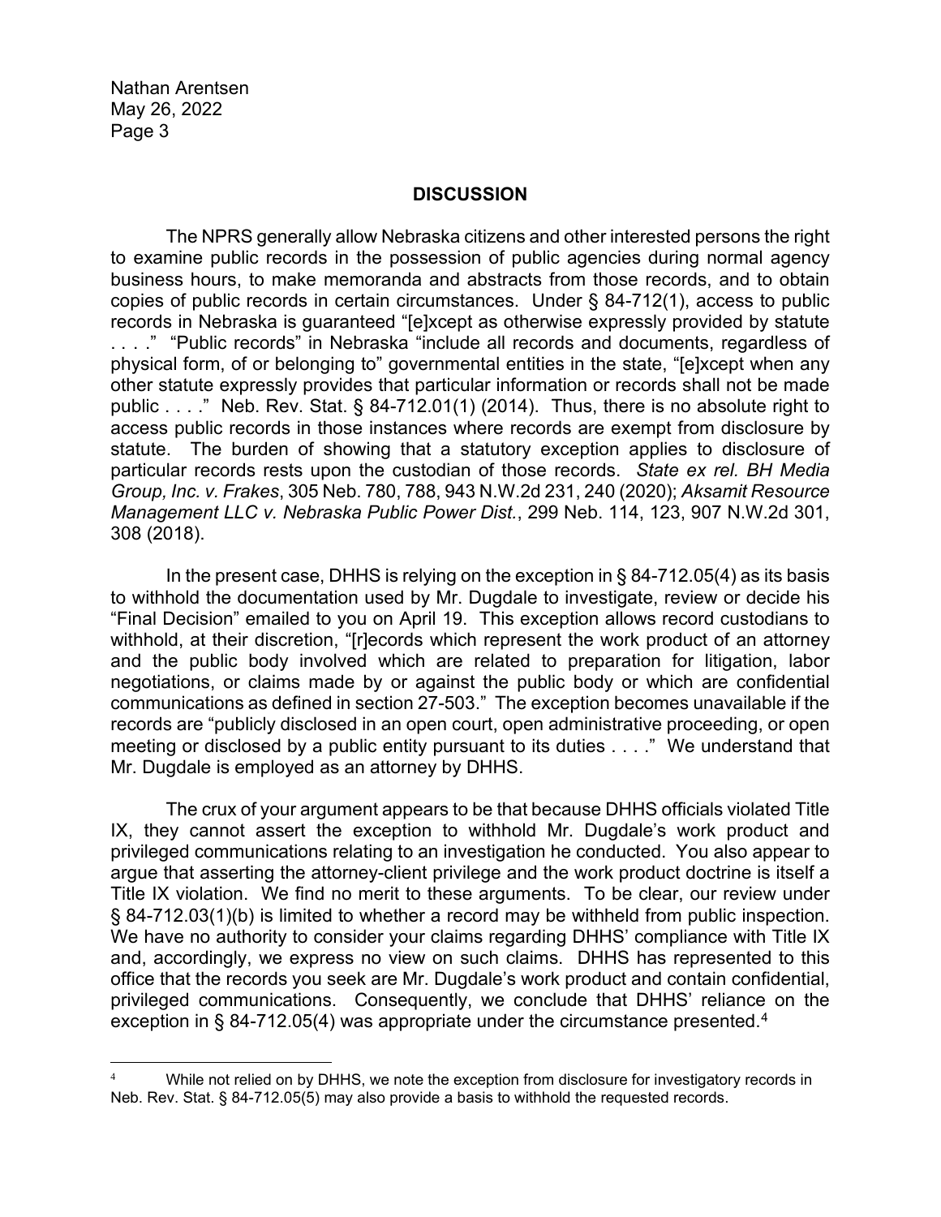## DISCUSSION

The NPRS generally allow Nebraska citizens and other interested persons the right to examine public records in the possession of public agencies during normal agency business hours, to make memoranda and abstracts from those records, and to obtain copies of public records in certain circumstances. Under § 84-712(1), access to public records in Nebraska is guaranteed "[e]xcept as otherwise expressly provided by statute . . . ." "Public records" in Nebraska "include all records and documents, regardless of physical form, of or belonging to" governmental entities in the state, "[e]xcept when any other statute expressly provides that particular information or records shall not be made public . . . ." Neb. Rev. Stat. § 84-712.01(1) (2014). Thus, there is no absolute right to access public records in those instances where records are exempt from disclosure by statute. The burden of showing that a statutory exception applies to disclosure of particular records rests upon the custodian of those records. *State ex rel. BH Media Group, Inc. v. Frakes*, 305 Neb. 780, 788, 943 N.W.2d 231, 240 (2020); *Aksamit Resource Management LLC v. Nebraska Public Power Dist.*, 299 Neb. 114, 123, 907 N.W.2d 301, 308 (2018).

In the present case, DHHS is relying on the exception in § 84-712.05(4) as its basis to withhold the documentation used by Mr. Dugdale to investigate, review or decide his "Final Decision" emailed to you on April 19. This exception allows record custodians to withhold, at their discretion, "[r]ecords which represent the work product of an attorney and the public body involved which are related to preparation for litigation, labor negotiations, or claims made by or against the public body or which are confidential communications as defined in section 27-503." The exception becomes unavailable if the records are "publicly disclosed in an open court, open administrative proceeding, or open meeting or disclosed by a public entity pursuant to its duties . . . ." We understand that Mr. Dugdale is employed as an attorney by DHHS.

The crux of your argument appears to be that because DHHS officials violated Title IX, they cannot assert the exception to withhold Mr. Dugdale's work product and privileged communications relating to an investigation he conducted. You also appear to argue that asserting the attorney-client privilege and the work product doctrine is itself a Title IX violation. We find no merit to these arguments. To be clear, our review under § 84-712.03(1)(b) is limited to whether a record may be withheld from public inspection. We have no authority to consider your claims regarding DHHS' compliance with Title IX and, accordingly, we express no view on such claims. DHHS has represented to this office that the records you seek are Mr. Dugdale's work product and contain confidential, privileged communications. Consequently, we conclude that DHHS' reliance on the exception in § 84-712.05(4) was appropriate under the circumstance presented.[4]

[4] While not relied on by DHHS, we note the exception from disclosure for investigatory records in Neb. Rev. Stat. § 84-712.05(5) may also provide a basis to withhold the requested records.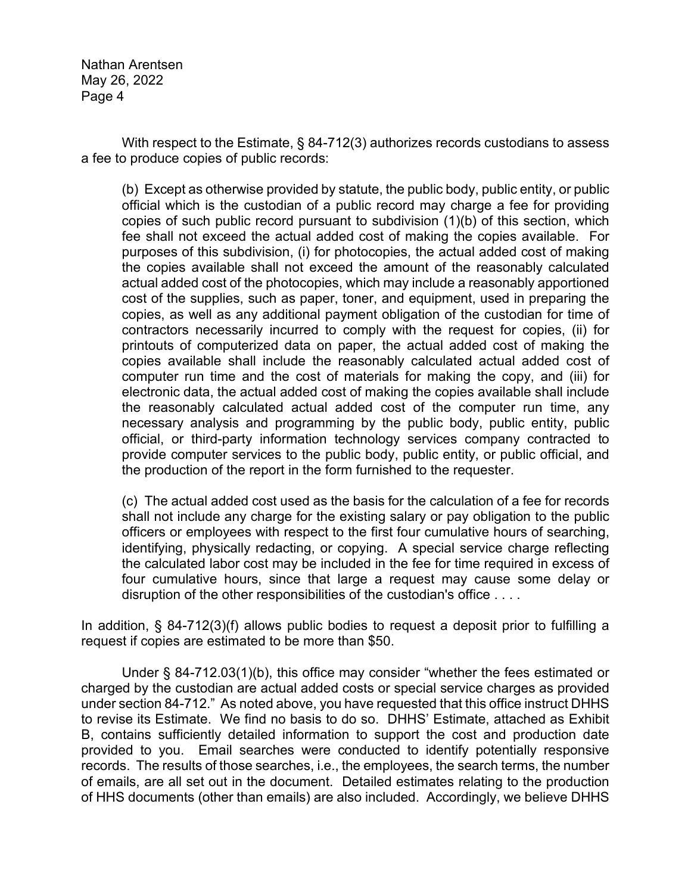With respect to the Estimate, § 84-712(3) authorizes records custodians to assess a fee to produce copies of public records:

> (b) Except as otherwise provided by statute, the public body, public entity, or public official which is the custodian of a public record may charge a fee for providing copies of such public record pursuant to subdivision (1)(b) of this section, which fee shall not exceed the actual added cost of making the copies available. For purposes of this subdivision, (i) for photocopies, the actual added cost of making the copies available shall not exceed the amount of the reasonably calculated actual added cost of the photocopies, which may include a reasonably apportioned cost of the supplies, such as paper, toner, and equipment, used in preparing the copies, as well as any additional payment obligation of the custodian for time of contractors necessarily incurred to comply with the request for copies, (ii) for printouts of computerized data on paper, the actual added cost of making the copies available shall include the reasonably calculated actual added cost of computer run time and the cost of materials for making the copy, and (iii) for electronic data, the actual added cost of making the copies available shall include the reasonably calculated actual added cost of the computer run time, any necessary analysis and programming by the public body, public entity, public official, or third-party information technology services company contracted to provide computer services to the public body, public entity, or public official, and the production of the report in the form furnished to the requester.
>
> (c) The actual added cost used as the basis for the calculation of a fee for records shall not include any charge for the existing salary or pay obligation to the public officers or employees with respect to the first four cumulative hours of searching, identifying, physically redacting, or copying. A special service charge reflecting the calculated labor cost may be included in the fee for time required in excess of four cumulative hours, since that large a request may cause some delay or disruption of the other responsibilities of the custodian's office . . . .

In addition, § 84-712(3)(f) allows public bodies to request a deposit prior to fulfilling a request if copies are estimated to be more than $50.

Under § 84-712.03(1)(b), this office may consider "whether the fees estimated or charged by the custodian are actual added costs or special service charges as provided under section 84-712." As noted above, you have requested that this office instruct DHHS to revise its Estimate. We find no basis to do so. DHHS' Estimate, attached as Exhibit B, contains sufficiently detailed information to support the cost and production date provided to you. Email searches were conducted to identify potentially responsive records. The results of those searches, i.e., the employees, the search terms, the number of emails, are all set out in the document. Detailed estimates relating to the production of HHS documents (other than emails) are also included. Accordingly, we believe DHHS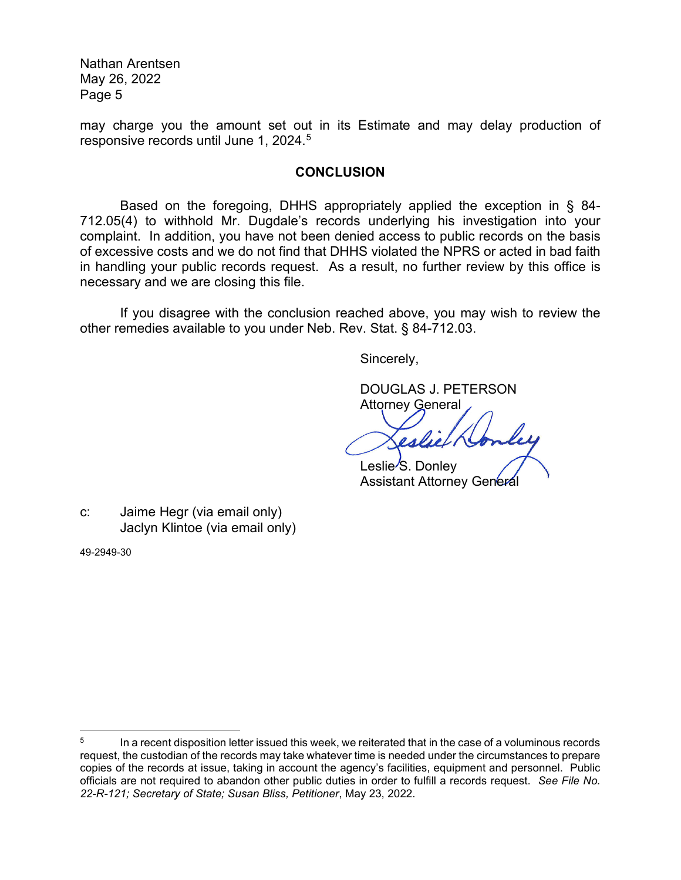may charge you the amount set out in its Estimate and may delay production of responsive records until June 1, 2024.[5]

## CONCLUSION

Based on the foregoing, DHHS appropriately applied the exception in § 84-712.05(4) to withhold Mr. Dugdale's records underlying his investigation into your complaint. In addition, you have not been denied access to public records on the basis of excessive costs and we do not find that DHHS violated the NPRS or acted in bad faith in handling your public records request. As a result, no further review by this office is necessary and we are closing this file.

If you disagree with the conclusion reached above, you may wish to review the other remedies available to you under Neb. Rev. Stat. § 84-712.03.

Sincerely,

DOUGLAS J. PETERSON
Attorney General

Leslie S. Donley
Assistant Attorney General

c: Jaime Hegr (via email only)
Jaclyn Klintoe (via email only)

49-2949-30

---

[5] In a recent disposition letter issued this week, we reiterated that in the case of a voluminous records request, the custodian of the records may take whatever time is needed under the circumstances to prepare copies of the records at issue, taking in account the agency's facilities, equipment and personnel. Public officials are not required to abandon other public duties in order to fulfill a records request. *See File No. 22-R-121; Secretary of State; Susan Bliss, Petitioner*, May 23, 2022.